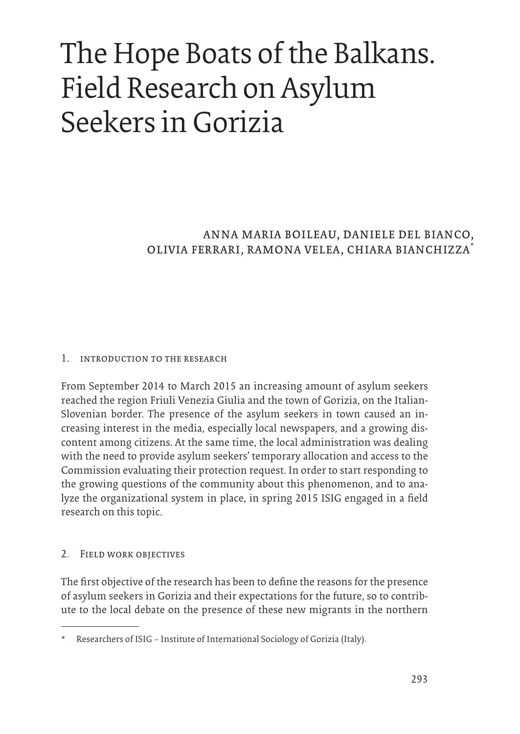# The Hope Boats of the Balkans. Field Research on Asylum Seekers in Gorizia

ANNA MARIA BOILEAU, DANIELE DEL BIANCO, OLIVIA FERRARI, RAMONA VELEA, CHIARA BIANCHIZZA*

## 1. Introduction to the research

From September 2014 to March 2015 an increasing amount of asylum seekers reached the region Friuli Venezia Giulia and the town of Gorizia, on the Italian-Slovenian border. The presence of the asylum seekers in town caused an increasing interest in the media, especially local newspapers, and a growing discontent among citizens. At the same time, the local administration was dealing with the need to provide asylum seekers' temporary allocation and access to the Commission evaluating their protection request. In order to start responding to the growing questions of the community about this phenomenon, and to analyze the organizational system in place, in spring 2015 ISIG engaged in a field research on this topic.

## 2. Field work objectives

The first objective of the research has been to define the reasons for the presence of asylum seekers in Gorizia and their expectations for the future, so to contribute to the local debate on the presence of these new migrants in the northern

---

* Researchers of ISIG – Institute of International Sociology of Gorizia (Italy).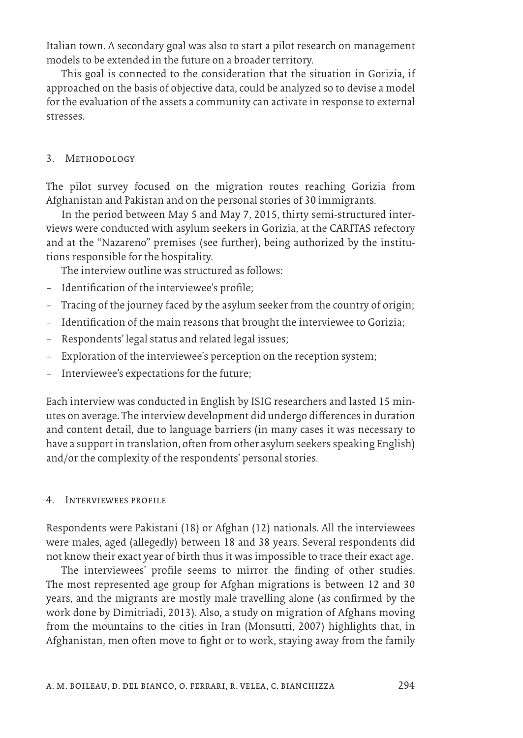Italian town. A secondary goal was also to start a pilot research on management models to be extended in the future on a broader territory.

This goal is connected to the consideration that the situation in Gorizia, if approached on the basis of objective data, could be analyzed so to devise a model for the evaluation of the assets a community can activate in response to external stresses.

## 3. Methodology

The pilot survey focused on the migration routes reaching Gorizia from Afghanistan and Pakistan and on the personal stories of 30 immigrants.

In the period between May 5 and May 7, 2015, thirty semi-structured interviews were conducted with asylum seekers in Gorizia, at the CARITAS refectory and at the "Nazareno" premises (see further), being authorized by the institutions responsible for the hospitality.

The interview outline was structured as follows:

- Identification of the interviewee's profile;
- Tracing of the journey faced by the asylum seeker from the country of origin;
- Identification of the main reasons that brought the interviewee to Gorizia;
- Respondents' legal status and related legal issues;
- Exploration of the interviewee's perception on the reception system;
- Interviewee's expectations for the future;

Each interview was conducted in English by ISIG researchers and lasted 15 minutes on average. The interview development did undergo differences in duration and content detail, due to language barriers (in many cases it was necessary to have a support in translation, often from other asylum seekers speaking English) and/or the complexity of the respondents' personal stories.

## 4. Interviewees profile

Respondents were Pakistani (18) or Afghan (12) nationals. All the interviewees were males, aged (allegedly) between 18 and 38 years. Several respondents did not know their exact year of birth thus it was impossible to trace their exact age.

The interviewees' profile seems to mirror the finding of other studies. The most represented age group for Afghan migrations is between 12 and 30 years, and the migrants are mostly male travelling alone (as confirmed by the work done by Dimitriadi, 2013). Also, a study on migration of Afghans moving from the mountains to the cities in Iran (Monsutti, 2007) highlights that, in Afghanistan, men often move to fight or to work, staying away from the family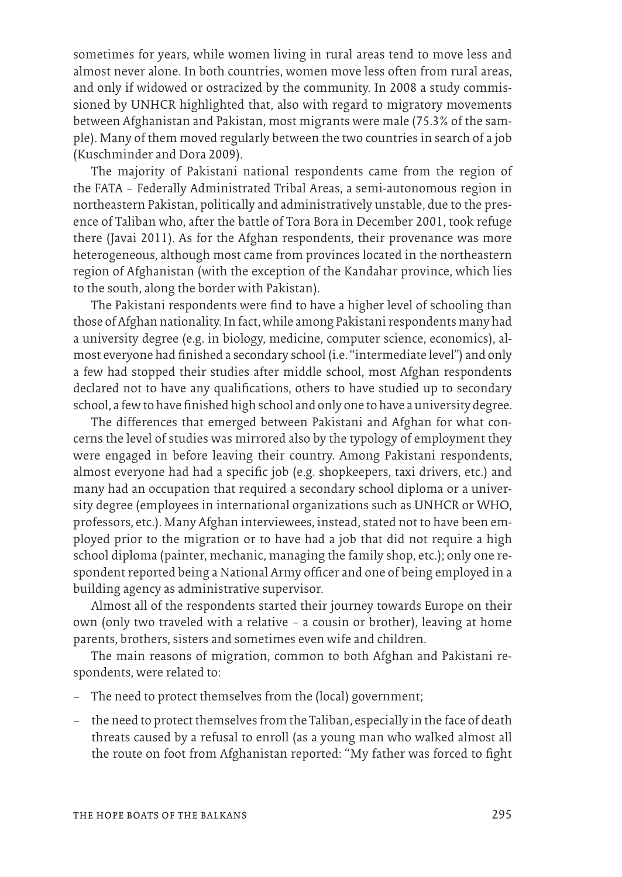sometimes for years, while women living in rural areas tend to move less and almost never alone. In both countries, women move less often from rural areas, and only if widowed or ostracized by the community. In 2008 a study commissioned by UNHCR highlighted that, also with regard to migratory movements between Afghanistan and Pakistan, most migrants were male (75.3% of the sample). Many of them moved regularly between the two countries in search of a job (Kuschminder and Dora 2009).

The majority of Pakistani national respondents came from the region of the FATA – Federally Administrated Tribal Areas, a semi-autonomous region in northeastern Pakistan, politically and administratively unstable, due to the presence of Taliban who, after the battle of Tora Bora in December 2001, took refuge there (Javai 2011). As for the Afghan respondents, their provenance was more heterogeneous, although most came from provinces located in the northeastern region of Afghanistan (with the exception of the Kandahar province, which lies to the south, along the border with Pakistan).

The Pakistani respondents were find to have a higher level of schooling than those of Afghan nationality. In fact, while among Pakistani respondents many had a university degree (e.g. in biology, medicine, computer science, economics), almost everyone had finished a secondary school (i.e. "intermediate level") and only a few had stopped their studies after middle school, most Afghan respondents declared not to have any qualifications, others to have studied up to secondary school, a few to have finished high school and only one to have a university degree.

The differences that emerged between Pakistani and Afghan for what concerns the level of studies was mirrored also by the typology of employment they were engaged in before leaving their country. Among Pakistani respondents, almost everyone had had a specific job (e.g. shopkeepers, taxi drivers, etc.) and many had an occupation that required a secondary school diploma or a university degree (employees in international organizations such as UNHCR or WHO, professors, etc.). Many Afghan interviewees, instead, stated not to have been employed prior to the migration or to have had a job that did not require a high school diploma (painter, mechanic, managing the family shop, etc.); only one respondent reported being a National Army officer and one of being employed in a building agency as administrative supervisor.

Almost all of the respondents started their journey towards Europe on their own (only two traveled with a relative – a cousin or brother), leaving at home parents, brothers, sisters and sometimes even wife and children.

The main reasons of migration, common to both Afghan and Pakistani respondents, were related to:

- The need to protect themselves from the (local) government;
- the need to protect themselves from the Taliban, especially in the face of death threats caused by a refusal to enroll (as a young man who walked almost all the route on foot from Afghanistan reported: "My father was forced to fight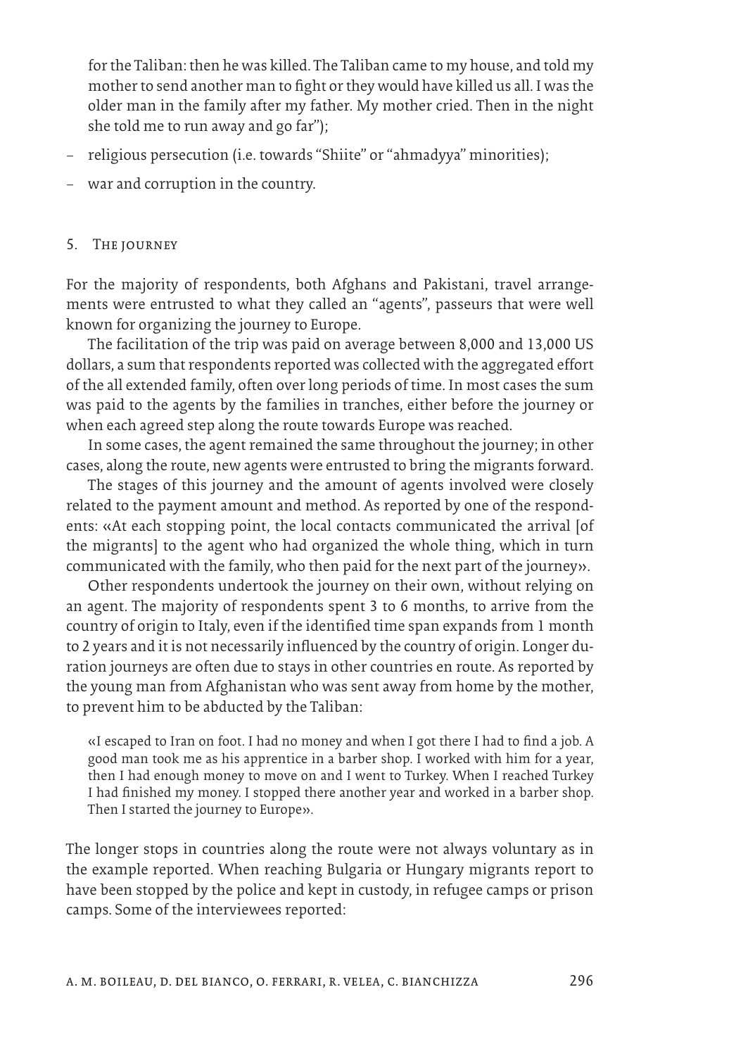for the Taliban: then he was killed. The Taliban came to my house, and told my mother to send another man to fight or they would have killed us all. I was the older man in the family after my father. My mother cried. Then in the night she told me to run away and go far");

- religious persecution (i.e. towards "Shiite" or "ahmadyya" minorities);
- war and corruption in the country.

## 5. The journey

For the majority of respondents, both Afghans and Pakistani, travel arrangements were entrusted to what they called an "agents", passeurs that were well known for organizing the journey to Europe.

The facilitation of the trip was paid on average between 8,000 and 13,000 US dollars, a sum that respondents reported was collected with the aggregated effort of the all extended family, often over long periods of time. In most cases the sum was paid to the agents by the families in tranches, either before the journey or when each agreed step along the route towards Europe was reached.

In some cases, the agent remained the same throughout the journey; in other cases, along the route, new agents were entrusted to bring the migrants forward.

The stages of this journey and the amount of agents involved were closely related to the payment amount and method. As reported by one of the respondents: «At each stopping point, the local contacts communicated the arrival [of the migrants] to the agent who had organized the whole thing, which in turn communicated with the family, who then paid for the next part of the journey».

Other respondents undertook the journey on their own, without relying on an agent. The majority of respondents spent 3 to 6 months, to arrive from the country of origin to Italy, even if the identified time span expands from 1 month to 2 years and it is not necessarily influenced by the country of origin. Longer duration journeys are often due to stays in other countries en route. As reported by the young man from Afghanistan who was sent away from home by the mother, to prevent him to be abducted by the Taliban:

> «I escaped to Iran on foot. I had no money and when I got there I had to find a job. A good man took me as his apprentice in a barber shop. I worked with him for a year, then I had enough money to move on and I went to Turkey. When I reached Turkey I had finished my money. I stopped there another year and worked in a barber shop. Then I started the journey to Europe».

The longer stops in countries along the route were not always voluntary as in the example reported. When reaching Bulgaria or Hungary migrants report to have been stopped by the police and kept in custody, in refugee camps or prison camps. Some of the interviewees reported: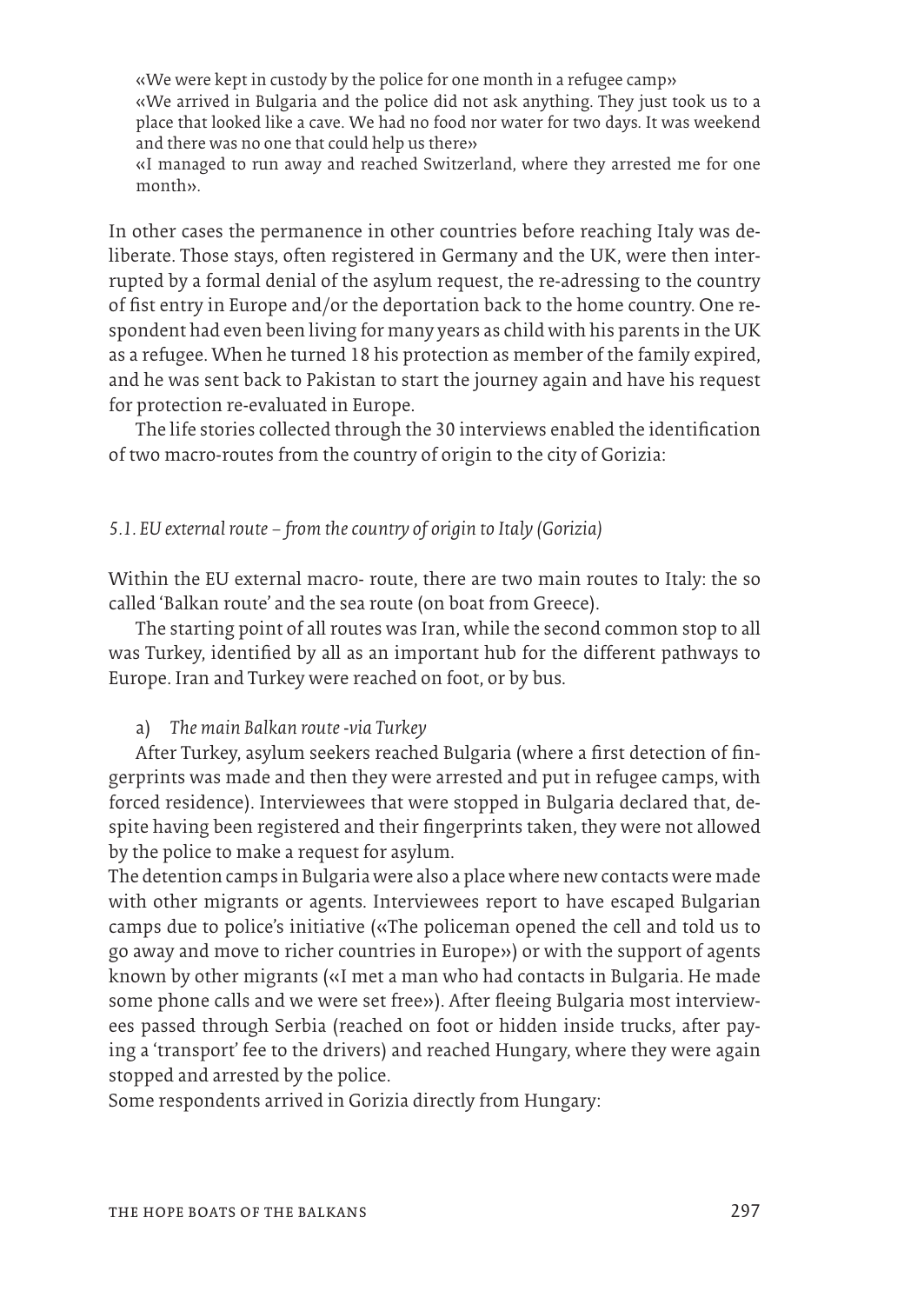«We were kept in custody by the police for one month in a refugee camp»
«We arrived in Bulgaria and the police did not ask anything. They just took us to a place that looked like a cave. We had no food nor water for two days. It was weekend and there was no one that could help us there»
«I managed to run away and reached Switzerland, where they arrested me for one month».

In other cases the permanence in other countries before reaching Italy was deliberate. Those stays, often registered in Germany and the UK, were then interrupted by a formal denial of the asylum request, the re-adressing to the country of fist entry in Europe and/or the deportation back to the home country. One respondent had even been living for many years as child with his parents in the UK as a refugee. When he turned 18 his protection as member of the family expired, and he was sent back to Pakistan to start the journey again and have his request for protection re-evaluated in Europe.

The life stories collected through the 30 interviews enabled the identification of two macro-routes from the country of origin to the city of Gorizia:

### *5.1. EU external route – from the country of origin to Italy (Gorizia)*

Within the EU external macro- route, there are two main routes to Italy: the so called 'Balkan route' and the sea route (on boat from Greece).

The starting point of all routes was Iran, while the second common stop to all was Turkey, identified by all as an important hub for the different pathways to Europe. Iran and Turkey were reached on foot, or by bus.

a) *The main Balkan route -via Turkey*

After Turkey, asylum seekers reached Bulgaria (where a first detection of fingerprints was made and then they were arrested and put in refugee camps, with forced residence). Interviewees that were stopped in Bulgaria declared that, despite having been registered and their fingerprints taken, they were not allowed by the police to make a request for asylum.

The detention camps in Bulgaria were also a place where new contacts were made with other migrants or agents. Interviewees report to have escaped Bulgarian camps due to police's initiative («The policeman opened the cell and told us to go away and move to richer countries in Europe») or with the support of agents known by other migrants («I met a man who had contacts in Bulgaria. He made some phone calls and we were set free»). After fleeing Bulgaria most interviewees passed through Serbia (reached on foot or hidden inside trucks, after paying a 'transport' fee to the drivers) and reached Hungary, where they were again stopped and arrested by the police.

Some respondents arrived in Gorizia directly from Hungary: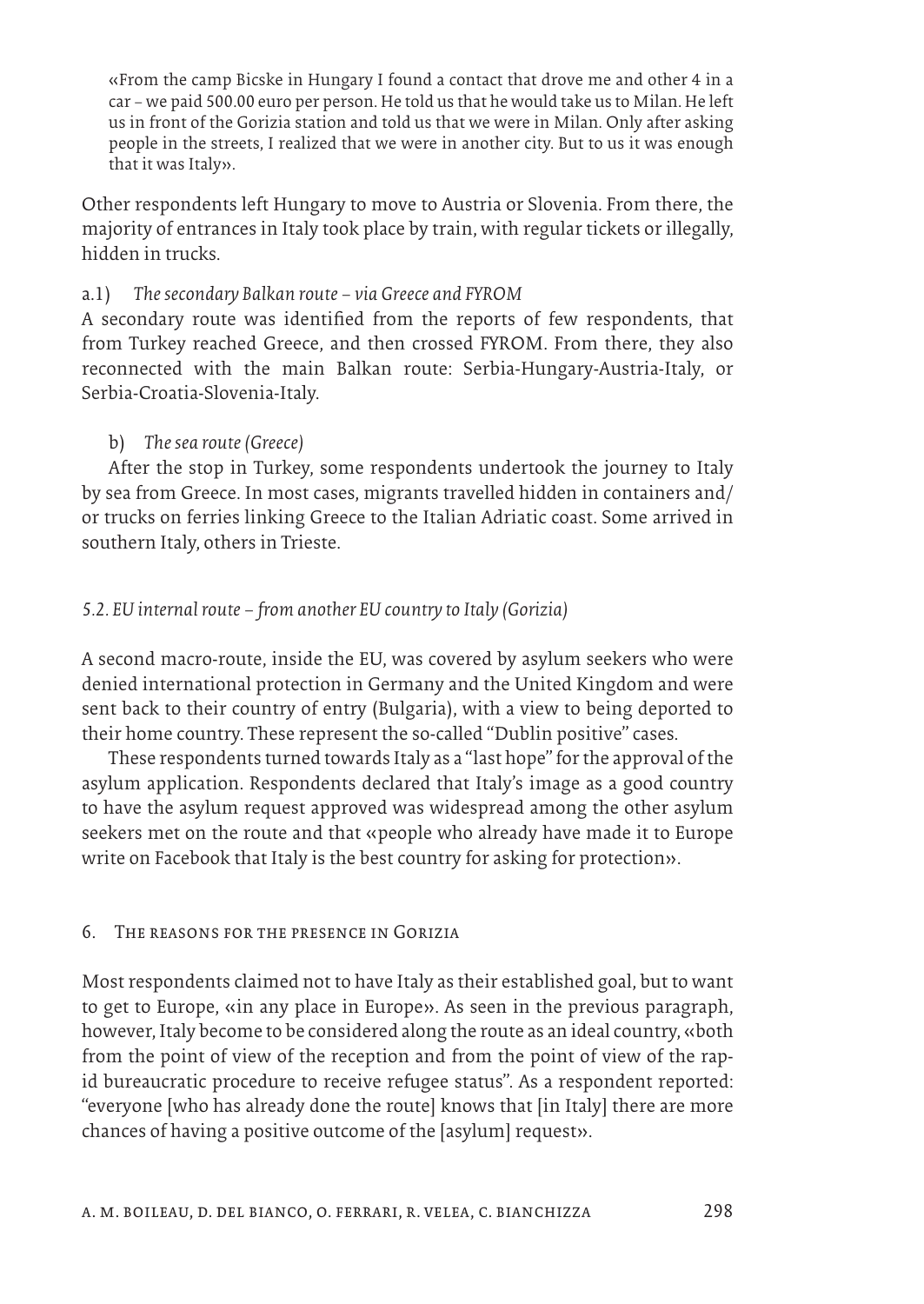«From the camp Bicske in Hungary I found a contact that drove me and other 4 in a car – we paid 500.00 euro per person. He told us that he would take us to Milan. He left us in front of the Gorizia station and told us that we were in Milan. Only after asking people in the streets, I realized that we were in another city. But to us it was enough that it was Italy».

Other respondents left Hungary to move to Austria or Slovenia. From there, the majority of entrances in Italy took place by train, with regular tickets or illegally, hidden in trucks.

a.1) *The secondary Balkan route – via Greece and FYROM*

A secondary route was identified from the reports of few respondents, that from Turkey reached Greece, and then crossed FYROM. From there, they also reconnected with the main Balkan route: Serbia-Hungary-Austria-Italy, or Serbia-Croatia-Slovenia-Italy.

b) *The sea route (Greece)*

After the stop in Turkey, some respondents undertook the journey to Italy by sea from Greece. In most cases, migrants travelled hidden in containers and/or trucks on ferries linking Greece to the Italian Adriatic coast. Some arrived in southern Italy, others in Trieste.

### *5.2. EU internal route – from another EU country to Italy (Gorizia)*

A second macro-route, inside the EU, was covered by asylum seekers who were denied international protection in Germany and the United Kingdom and were sent back to their country of entry (Bulgaria), with a view to being deported to their home country. These represent the so-called "Dublin positive" cases.

These respondents turned towards Italy as a "last hope" for the approval of the asylum application. Respondents declared that Italy's image as a good country to have the asylum request approved was widespread among the other asylum seekers met on the route and that «people who already have made it to Europe write on Facebook that Italy is the best country for asking for protection».

## 6. The reasons for the presence in Gorizia

Most respondents claimed not to have Italy as their established goal, but to want to get to Europe, «in any place in Europe». As seen in the previous paragraph, however, Italy become to be considered along the route as an ideal country, «both from the point of view of the reception and from the point of view of the rapid bureaucratic procedure to receive refugee status". As a respondent reported: "everyone [who has already done the route] knows that [in Italy] there are more chances of having a positive outcome of the [asylum] request».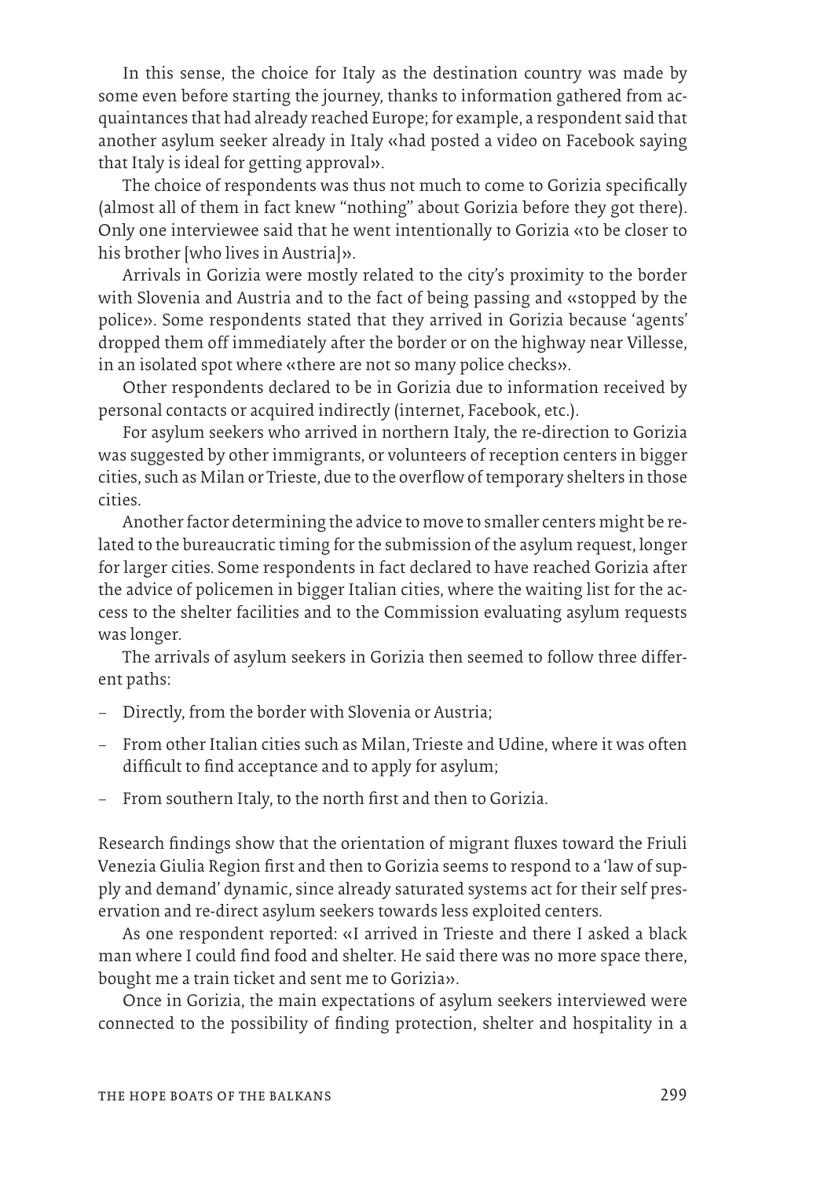In this sense, the choice for Italy as the destination country was made by some even before starting the journey, thanks to information gathered from acquaintances that had already reached Europe; for example, a respondent said that another asylum seeker already in Italy «had posted a video on Facebook saying that Italy is ideal for getting approval».

The choice of respondents was thus not much to come to Gorizia specifically (almost all of them in fact knew "nothing" about Gorizia before they got there). Only one interviewee said that he went intentionally to Gorizia «to be closer to his brother [who lives in Austria]».

Arrivals in Gorizia were mostly related to the city's proximity to the border with Slovenia and Austria and to the fact of being passing and «stopped by the police». Some respondents stated that they arrived in Gorizia because 'agents' dropped them off immediately after the border or on the highway near Villesse, in an isolated spot where «there are not so many police checks».

Other respondents declared to be in Gorizia due to information received by personal contacts or acquired indirectly (internet, Facebook, etc.).

For asylum seekers who arrived in northern Italy, the re-direction to Gorizia was suggested by other immigrants, or volunteers of reception centers in bigger cities, such as Milan or Trieste, due to the overflow of temporary shelters in those cities.

Another factor determining the advice to move to smaller centers might be related to the bureaucratic timing for the submission of the asylum request, longer for larger cities. Some respondents in fact declared to have reached Gorizia after the advice of policemen in bigger Italian cities, where the waiting list for the access to the shelter facilities and to the Commission evaluating asylum requests was longer.

The arrivals of asylum seekers in Gorizia then seemed to follow three different paths:

- Directly, from the border with Slovenia or Austria;
- From other Italian cities such as Milan, Trieste and Udine, where it was often difficult to find acceptance and to apply for asylum;
- From southern Italy, to the north first and then to Gorizia.

Research findings show that the orientation of migrant fluxes toward the Friuli Venezia Giulia Region first and then to Gorizia seems to respond to a 'law of supply and demand' dynamic, since already saturated systems act for their self preservation and re-direct asylum seekers towards less exploited centers.

As one respondent reported: «I arrived in Trieste and there I asked a black man where I could find food and shelter. He said there was no more space there, bought me a train ticket and sent me to Gorizia».

Once in Gorizia, the main expectations of asylum seekers interviewed were connected to the possibility of finding protection, shelter and hospitality in a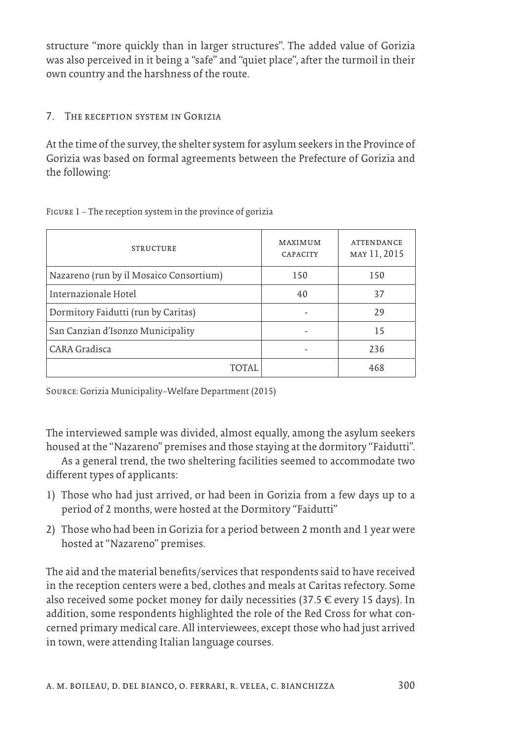structure "more quickly than in larger structures". The added value of Gorizia was also perceived in it being a "safe" and "quiet place", after the turmoil in their own country and the harshness of the route.

## 7. The reception system in Gorizia

At the time of the survey, the shelter system for asylum seekers in the Province of Gorizia was based on formal agreements between the Prefecture of Gorizia and the following:

Figure 1 – The reception system in the province of gorizia

| STRUCTURE | MAXIMUM CAPACITY | ATTENDANCE MAY 11, 2015 |
|---|---|---|
| Nazareno (run by il Mosaico Consortium) | 150 | 150 |
| Internazionale Hotel | 40 | 37 |
| Dormitory Faidutti (run by Caritas) | - | 29 |
| San Canzian d'Isonzo Municipality | - | 15 |
| CARA Gradisca | - | 236 |
| TOTAL | | 468 |

Source: Gorizia Municipality–Welfare Department (2015)

The interviewed sample was divided, almost equally, among the asylum seekers housed at the "Nazareno" premises and those staying at the dormitory "Faidutti".

As a general trend, the two sheltering facilities seemed to accommodate two different types of applicants:

1) Those who had just arrived, or had been in Gorizia from a few days up to a period of 2 months, were hosted at the Dormitory "Faidutti"
2) Those who had been in Gorizia for a period between 2 month and 1 year were hosted at "Nazareno" premises.

The aid and the material benefits/services that respondents said to have received in the reception centers were a bed, clothes and meals at Caritas refectory. Some also received some pocket money for daily necessities (37.5 € every 15 days). In addition, some respondents highlighted the role of the Red Cross for what concerned primary medical care. All interviewees, except those who had just arrived in town, were attending Italian language courses.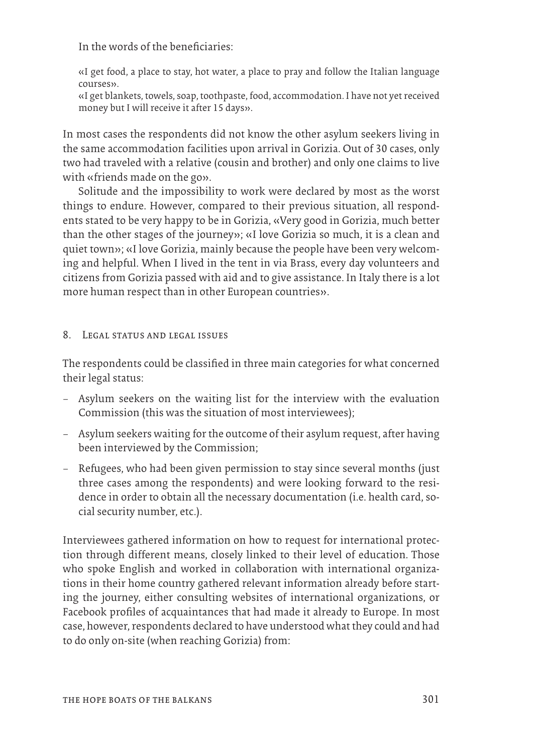In the words of the beneficiaries:

> «I get food, a place to stay, hot water, a place to pray and follow the Italian language courses».
>
> «I get blankets, towels, soap, toothpaste, food, accommodation. I have not yet received money but I will receive it after 15 days».

In most cases the respondents did not know the other asylum seekers living in the same accommodation facilities upon arrival in Gorizia. Out of 30 cases, only two had traveled with a relative (cousin and brother) and only one claims to live with «friends made on the go».

Solitude and the impossibility to work were declared by most as the worst things to endure. However, compared to their previous situation, all respondents stated to be very happy to be in Gorizia, «Very good in Gorizia, much better than the other stages of the journey»; «I love Gorizia so much, it is a clean and quiet town»; «I love Gorizia, mainly because the people have been very welcoming and helpful. When I lived in the tent in via Brass, every day volunteers and citizens from Gorizia passed with aid and to give assistance. In Italy there is a lot more human respect than in other European countries».

## 8. Legal status and legal issues

The respondents could be classified in three main categories for what concerned their legal status:

- Asylum seekers on the waiting list for the interview with the evaluation Commission (this was the situation of most interviewees);
- Asylum seekers waiting for the outcome of their asylum request, after having been interviewed by the Commission;
- Refugees, who had been given permission to stay since several months (just three cases among the respondents) and were looking forward to the residence in order to obtain all the necessary documentation (i.e. health card, social security number, etc.).

Interviewees gathered information on how to request for international protection through different means, closely linked to their level of education. Those who spoke English and worked in collaboration with international organizations in their home country gathered relevant information already before starting the journey, either consulting websites of international organizations, or Facebook profiles of acquaintances that had made it already to Europe. In most case, however, respondents declared to have understood what they could and had to do only on-site (when reaching Gorizia) from: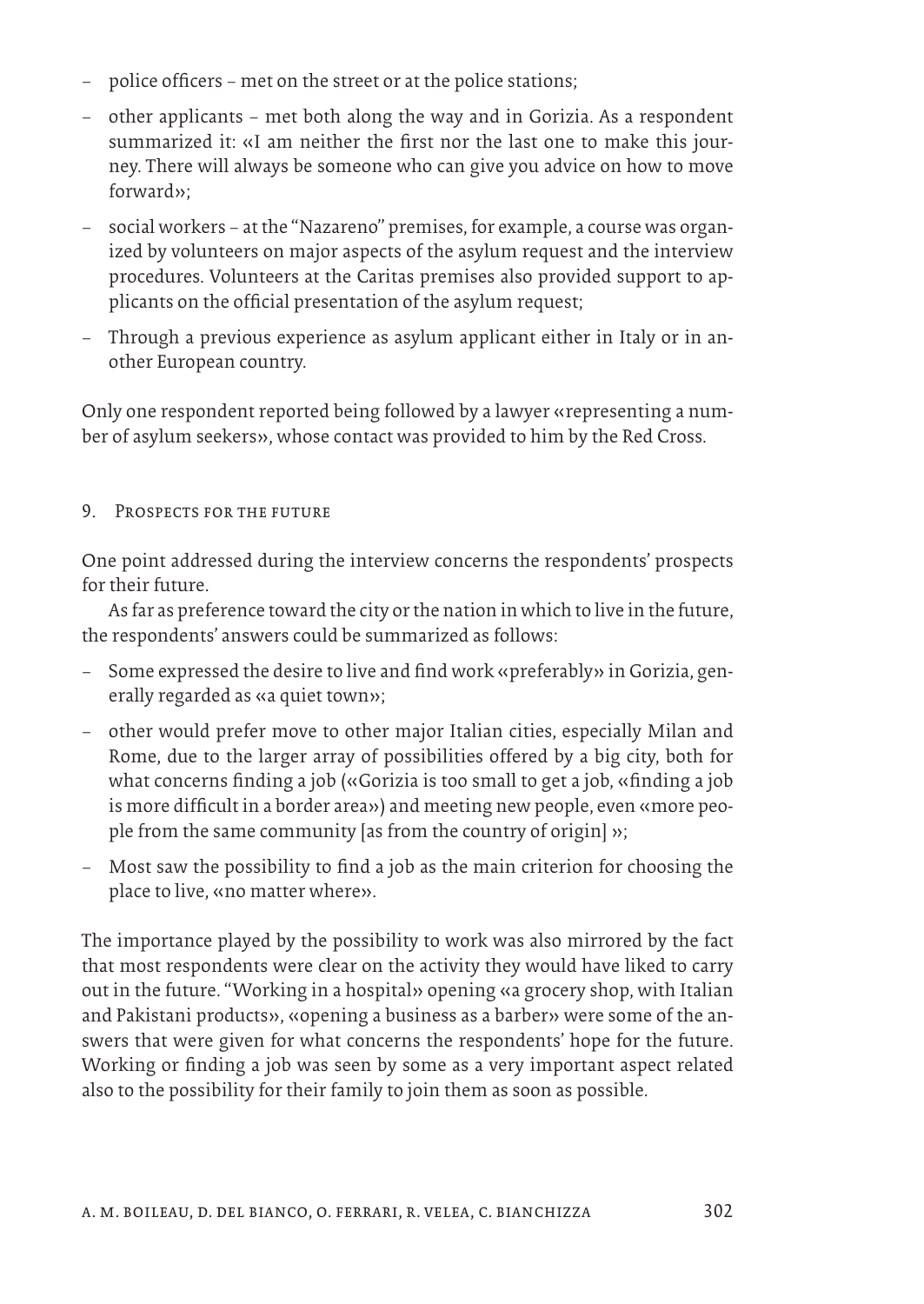- police officers – met on the street or at the police stations;
- other applicants – met both along the way and in Gorizia. As a respondent summarized it: «I am neither the first nor the last one to make this journey. There will always be someone who can give you advice on how to move forward»;
- social workers – at the "Nazareno" premises, for example, a course was organized by volunteers on major aspects of the asylum request and the interview procedures. Volunteers at the Caritas premises also provided support to applicants on the official presentation of the asylum request;
- Through a previous experience as asylum applicant either in Italy or in another European country.

Only one respondent reported being followed by a lawyer «representing a number of asylum seekers», whose contact was provided to him by the Red Cross.

## 9. Prospects for the future

One point addressed during the interview concerns the respondents' prospects for their future.

As far as preference toward the city or the nation in which to live in the future, the respondents' answers could be summarized as follows:

- Some expressed the desire to live and find work «preferably» in Gorizia, generally regarded as «a quiet town»;
- other would prefer move to other major Italian cities, especially Milan and Rome, due to the larger array of possibilities offered by a big city, both for what concerns finding a job («Gorizia is too small to get a job, «finding a job is more difficult in a border area») and meeting new people, even «more people from the same community [as from the country of origin] »;
- Most saw the possibility to find a job as the main criterion for choosing the place to live, «no matter where».

The importance played by the possibility to work was also mirrored by the fact that most respondents were clear on the activity they would have liked to carry out in the future. "Working in a hospital» opening «a grocery shop, with Italian and Pakistani products», «opening a business as a barber» were some of the answers that were given for what concerns the respondents' hope for the future. Working or finding a job was seen by some as a very important aspect related also to the possibility for their family to join them as soon as possible.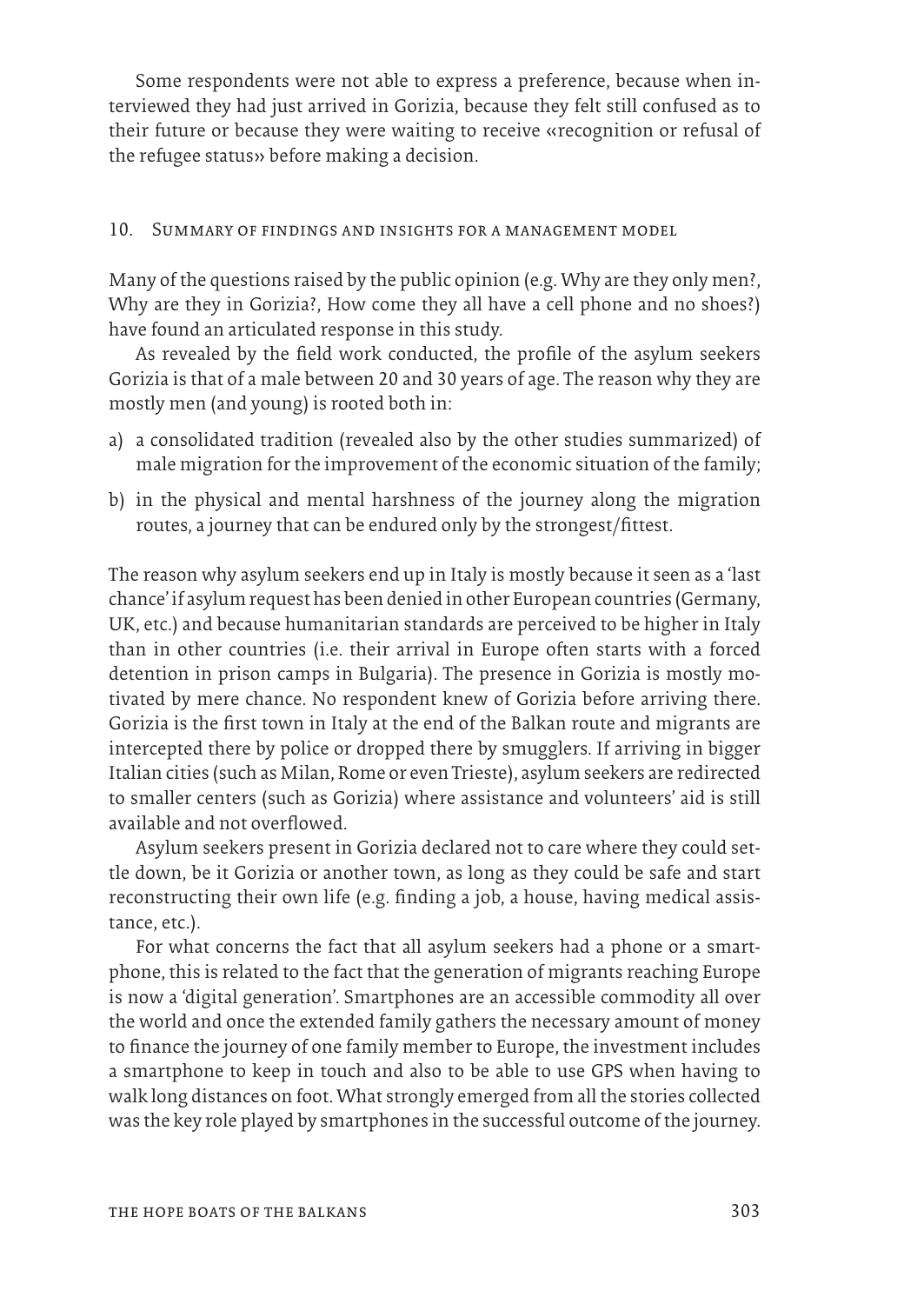Some respondents were not able to express a preference, because when interviewed they had just arrived in Gorizia, because they felt still confused as to their future or because they were waiting to receive «recognition or refusal of the refugee status» before making a decision.

## 10. Summary of findings and insights for a management model

Many of the questions raised by the public opinion (e.g. Why are they only men?, Why are they in Gorizia?, How come they all have a cell phone and no shoes?) have found an articulated response in this study.

As revealed by the field work conducted, the profile of the asylum seekers Gorizia is that of a male between 20 and 30 years of age. The reason why they are mostly men (and young) is rooted both in:

a) a consolidated tradition (revealed also by the other studies summarized) of male migration for the improvement of the economic situation of the family;
b) in the physical and mental harshness of the journey along the migration routes, a journey that can be endured only by the strongest/fittest.

The reason why asylum seekers end up in Italy is mostly because it seen as a 'last chance' if asylum request has been denied in other European countries (Germany, UK, etc.) and because humanitarian standards are perceived to be higher in Italy than in other countries (i.e. their arrival in Europe often starts with a forced detention in prison camps in Bulgaria). The presence in Gorizia is mostly motivated by mere chance. No respondent knew of Gorizia before arriving there. Gorizia is the first town in Italy at the end of the Balkan route and migrants are intercepted there by police or dropped there by smugglers. If arriving in bigger Italian cities (such as Milan, Rome or even Trieste), asylum seekers are redirected to smaller centers (such as Gorizia) where assistance and volunteers' aid is still available and not overflowed.

Asylum seekers present in Gorizia declared not to care where they could settle down, be it Gorizia or another town, as long as they could be safe and start reconstructing their own life (e.g. finding a job, a house, having medical assistance, etc.).

For what concerns the fact that all asylum seekers had a phone or a smartphone, this is related to the fact that the generation of migrants reaching Europe is now a 'digital generation'. Smartphones are an accessible commodity all over the world and once the extended family gathers the necessary amount of money to finance the journey of one family member to Europe, the investment includes a smartphone to keep in touch and also to be able to use GPS when having to walk long distances on foot. What strongly emerged from all the stories collected was the key role played by smartphones in the successful outcome of the journey.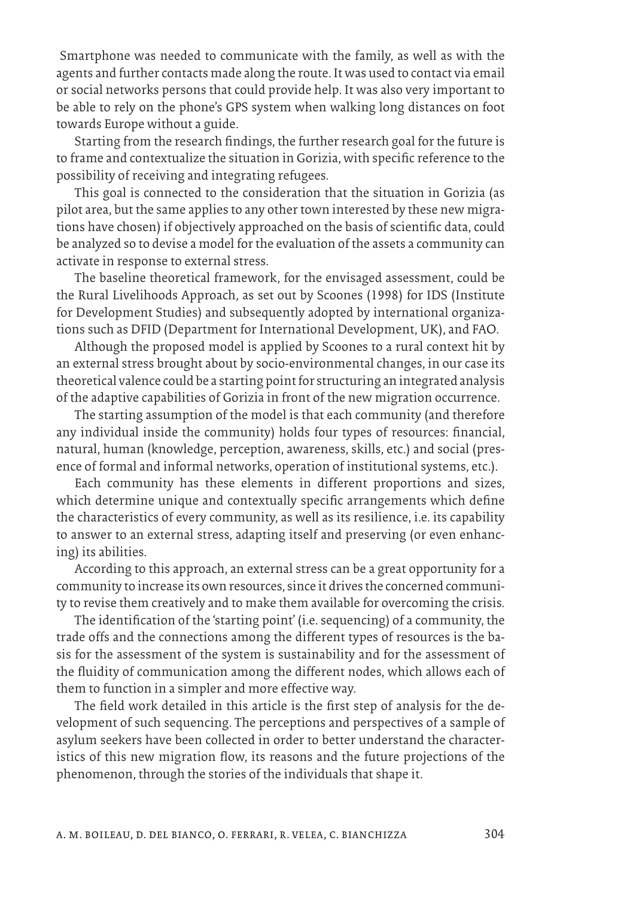Smartphone was needed to communicate with the family, as well as with the agents and further contacts made along the route. It was used to contact via email or social networks persons that could provide help. It was also very important to be able to rely on the phone's GPS system when walking long distances on foot towards Europe without a guide.

Starting from the research findings, the further research goal for the future is to frame and contextualize the situation in Gorizia, with specific reference to the possibility of receiving and integrating refugees.

This goal is connected to the consideration that the situation in Gorizia (as pilot area, but the same applies to any other town interested by these new migrations have chosen) if objectively approached on the basis of scientific data, could be analyzed so to devise a model for the evaluation of the assets a community can activate in response to external stress.

The baseline theoretical framework, for the envisaged assessment, could be the Rural Livelihoods Approach, as set out by Scoones (1998) for IDS (Institute for Development Studies) and subsequently adopted by international organizations such as DFID (Department for International Development, UK), and FAO.

Although the proposed model is applied by Scoones to a rural context hit by an external stress brought about by socio-environmental changes, in our case its theoretical valence could be a starting point for structuring an integrated analysis of the adaptive capabilities of Gorizia in front of the new migration occurrence.

The starting assumption of the model is that each community (and therefore any individual inside the community) holds four types of resources: financial, natural, human (knowledge, perception, awareness, skills, etc.) and social (presence of formal and informal networks, operation of institutional systems, etc.).

Each community has these elements in different proportions and sizes, which determine unique and contextually specific arrangements which define the characteristics of every community, as well as its resilience, i.e. its capability to answer to an external stress, adapting itself and preserving (or even enhancing) its abilities.

According to this approach, an external stress can be a great opportunity for a community to increase its own resources, since it drives the concerned community to revise them creatively and to make them available for overcoming the crisis.

The identification of the 'starting point' (i.e. sequencing) of a community, the trade offs and the connections among the different types of resources is the basis for the assessment of the system is sustainability and for the assessment of the fluidity of communication among the different nodes, which allows each of them to function in a simpler and more effective way.

The field work detailed in this article is the first step of analysis for the development of such sequencing. The perceptions and perspectives of a sample of asylum seekers have been collected in order to better understand the characteristics of this new migration flow, its reasons and the future projections of the phenomenon, through the stories of the individuals that shape it.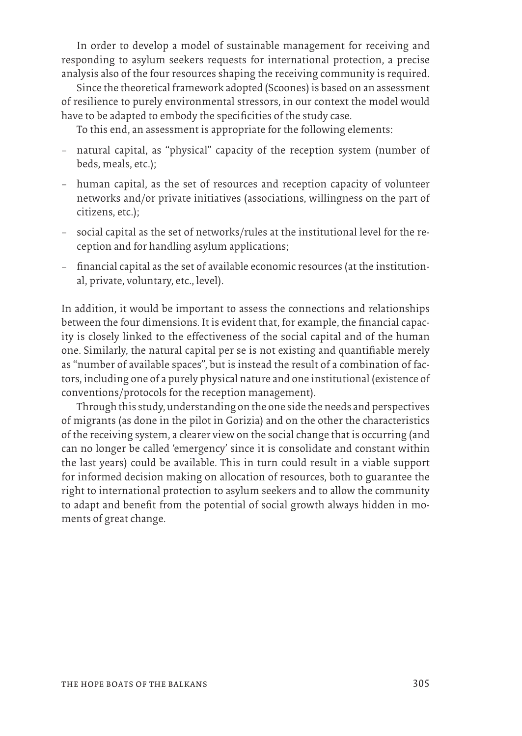In order to develop a model of sustainable management for receiving and responding to asylum seekers requests for international protection, a precise analysis also of the four resources shaping the receiving community is required.

Since the theoretical framework adopted (Scoones) is based on an assessment of resilience to purely environmental stressors, in our context the model would have to be adapted to embody the specificities of the study case.

To this end, an assessment is appropriate for the following elements:

- natural capital, as "physical" capacity of the reception system (number of beds, meals, etc.);
- human capital, as the set of resources and reception capacity of volunteer networks and/or private initiatives (associations, willingness on the part of citizens, etc.);
- social capital as the set of networks/rules at the institutional level for the reception and for handling asylum applications;
- financial capital as the set of available economic resources (at the institutional, private, voluntary, etc., level).

In addition, it would be important to assess the connections and relationships between the four dimensions. It is evident that, for example, the financial capacity is closely linked to the effectiveness of the social capital and of the human one. Similarly, the natural capital per se is not existing and quantifiable merely as "number of available spaces", but is instead the result of a combination of factors, including one of a purely physical nature and one institutional (existence of conventions/protocols for the reception management).

Through this study, understanding on the one side the needs and perspectives of migrants (as done in the pilot in Gorizia) and on the other the characteristics of the receiving system, a clearer view on the social change that is occurring (and can no longer be called 'emergency' since it is consolidate and constant within the last years) could be available. This in turn could result in a viable support for informed decision making on allocation of resources, both to guarantee the right to international protection to asylum seekers and to allow the community to adapt and benefit from the potential of social growth always hidden in moments of great change.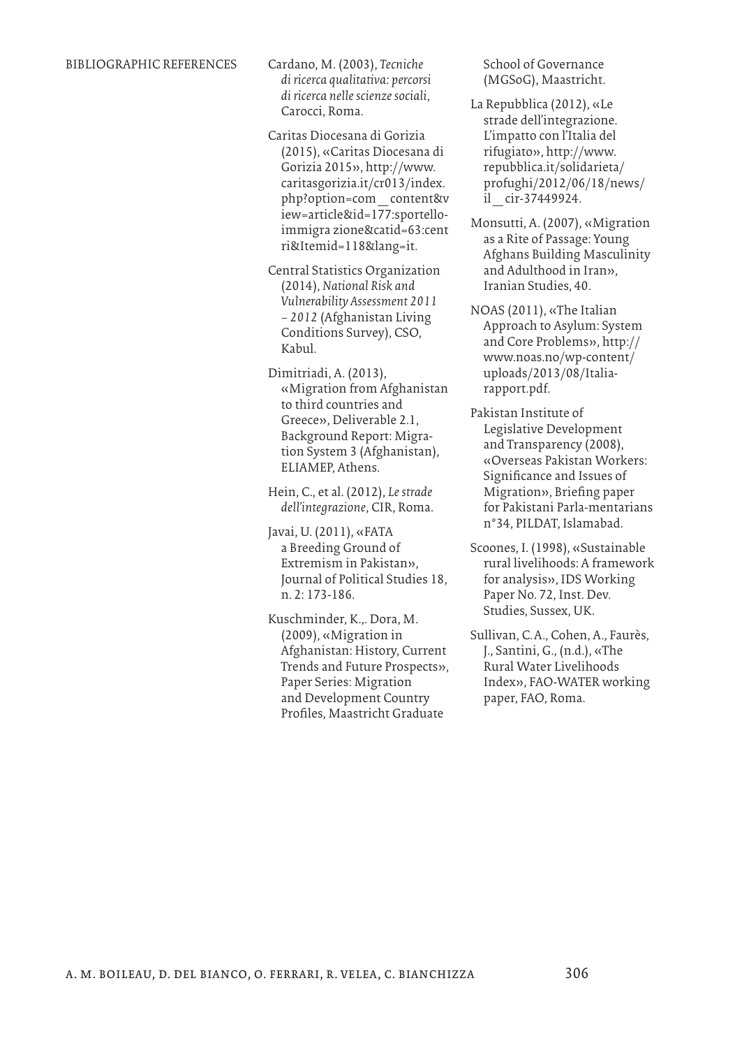## BIBLIOGRAPHIC REFERENCES

Cardano, M. (2003), *Tecniche di ricerca qualitativa: percorsi di ricerca nelle scienze sociali*, Carocci, Roma.

Caritas Diocesana di Gorizia (2015), «Caritas Diocesana di Gorizia 2015», http://www.caritasgorizia.it/cr013/index.php?option=com_content&view=article&id=177:sportello-immigra zione&catid=63:centri&Itemid=118&lang=it.

Central Statistics Organization (2014), *National Risk and Vulnerability Assessment 2011 – 2012* (Afghanistan Living Conditions Survey), CSO, Kabul.

Dimitriadi, A. (2013), «Migration from Afghanistan to third countries and Greece», Deliverable 2.1, Background Report: Migration System 3 (Afghanistan), ELIAMEP, Athens.

Hein, C., et al. (2012), *Le strade dell'integrazione*, CIR, Roma.

Javai, U. (2011), «FATA a Breeding Ground of Extremism in Pakistan», Journal of Political Studies 18, n. 2: 173-186.

Kuschminder, K.,. Dora, M. (2009), «Migration in Afghanistan: History, Current Trends and Future Prospects», Paper Series: Migration and Development Country Profiles, Maastricht Graduate School of Governance (MGSoG), Maastricht.

La Repubblica (2012), «Le strade dell'integrazione. L'impatto con l'Italia del rifugiato», http://www.repubblica.it/solidarieta/profughi/2012/06/18/news/il_cir-37449924.

Monsutti, A. (2007), «Migration as a Rite of Passage: Young Afghans Building Masculinity and Adulthood in Iran», Iranian Studies, 40.

NOAS (2011), «The Italian Approach to Asylum: System and Core Problems», http://www.noas.no/wp-content/uploads/2013/08/Italia-rapport.pdf.

Pakistan Institute of Legislative Development and Transparency (2008), «Overseas Pakistan Workers: Significance and Issues of Migration», Briefing paper for Pakistani Parla-mentarians n°34, PILDAT, Islamabad.

Scoones, I. (1998), «Sustainable rural livelihoods: A framework for analysis», IDS Working Paper No. 72, Inst. Dev. Studies, Sussex, UK.

Sullivan, C.A., Cohen, A., Faurès, J., Santini, G., (n.d.), «The Rural Water Livelihoods Index», FAO-WATER working paper, FAO, Roma.